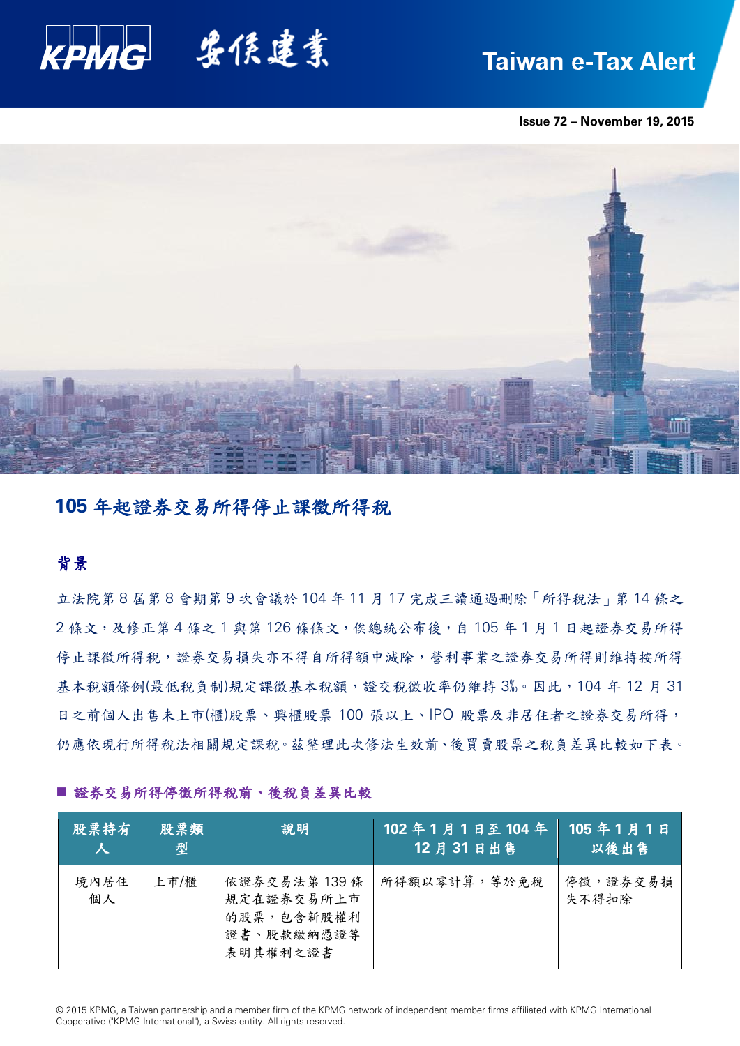Taiwan e-Tax Alert

Issue 72 – November 19, 2015

# 105 年起證券交易所得停止課徵所得稅

## 背景

立法院第 8 屆第 8 會期第 9 次會議於 104 年 11 月 17 完成三讀通過刪除「所得稅法」第 14 條之 2 條文，及修正第 4 條之 1 與第 126 條條文，俟總統公布後，自 105 年 1 月 1 日起證券交易所得停止課徵所得稅，證券交易損失亦不得自所得額中減除，營利事業之證券交易所得則維持按所得基本稅額條例(最低稅負制)規定課徵基本稅額，證交稅徵收率仍維持 3‰。因此，104 年 12 月 31 日之前個人出售未上市(櫃)股票、興櫃股票 100 張以上、IPO 股票及非居住者之證券交易所得，仍應依現行所得稅法相關規定課稅。茲整理此次修法生效前、後買賣股票之稅負差異比較如下表。

■ **證券交易所得停徵所得稅前、後稅負差異比較**

| 股票持有人 | 股票類型 | 說明 | 102 年 1 月 1 日至 104 年 12 月 31 日出售 | 105 年 1 月 1 日以後出售 |
|---|---|---|---|---|
| 境內居住個人 | 上市/櫃 | 依證券交易法第 139 條規定在證券交易所上市的股票，包含新股權利證書、股款繳納憑證等表明其權利之證書 | 所得額以零計算，等於免稅 | 停徵，證券交易損失不得扣除 |

© 2015 KPMG, a Taiwan partnership and a member firm of the KPMG network of independent member firms affiliated with KPMG International Cooperative ("KPMG International"), a Swiss entity. All rights reserved.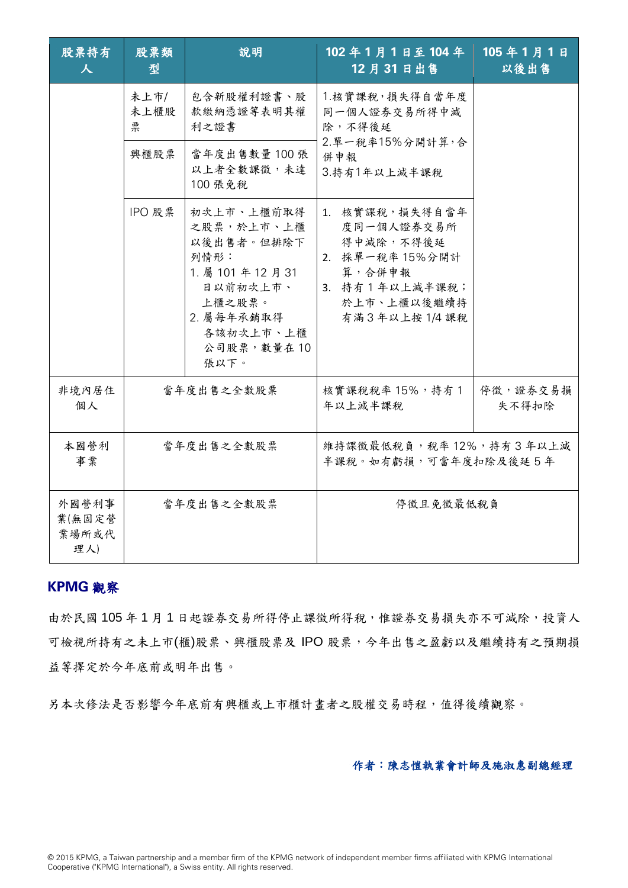| 股票持有人 | 股票類型 | 說明 | 102 年 1 月 1 日至 104 年 12 月 31 日出售 | 105 年 1 月 1 日以後出售 |
|---|---|---|---|---|
| | 未上市/未上櫃股票 | 包含新股權利證書、股款繳納憑證等表明其權利之證書 | 1.核實課稅，損失得自當年度同一個人證券交易所得中減除，不得後延<br>2.單一稅率15%分開計算，合併申報<br>3.持有1年以上減半課稅 | |
| | 興櫃股票 | 當年度出售數量 100 張以上者全數課徵，未達 100 張免稅 | | |
| | IPO 股票 | 初次上市、上櫃前取得之股票，於上市、上櫃以後出售者。但排除下列情形：<br>1. 屬 101 年 12 月 31 日以前初次上市、上櫃之股票。<br>2. 屬每年承銷取得各該初次上市、上櫃公司股票，數量在 10 張以下。 | 1. 核實課稅，損失得自當年度同一個人證券交易所得中減除，不得後延<br>2. 採單一稅率 15% 分開計算，合併申報<br>3. 持有 1 年以上減半課稅；於上市、上櫃以後繼續持有滿 3 年以上按 1/4 課稅 | |
| 非境內居住個人 | 當年度出售之全數股票 | | 核實課稅稅率 15%，持有 1 年以上減半課稅 | 停徵，證券交易損失不得扣除 |
| 本國營利事業 | 當年度出售之全數股票 | | 維持課徵最低稅負，稅率 12%，持有 3 年以上減半課稅。如有虧損，可當年度扣除及後延 5 年 | |
| 外國營利事業(無固定營業場所或代理人) | 當年度出售之全數股票 | | 停徵且免徵最低稅負 | |

## KPMG 觀察

由於民國 105 年 1 月 1 日起證券交易所得停止課徵所得稅，惟證券交易損失亦不可減除，投資人可檢視所持有之未上市(櫃)股票、興櫃股票及 IPO 股票，今年出售之盈虧以及繼續持有之預期損益等擇定於今年底前或明年出售。

另本次修法是否影響今年底前有興櫃或上市櫃計畫者之股權交易時程，值得後續觀察。

**作者：陳志愷執業會計師及施淑惠副總經理**

© 2015 KPMG, a Taiwan partnership and a member firm of the KPMG network of independent member firms affiliated with KPMG International Cooperative ("KPMG International"), a Swiss entity. All rights reserved.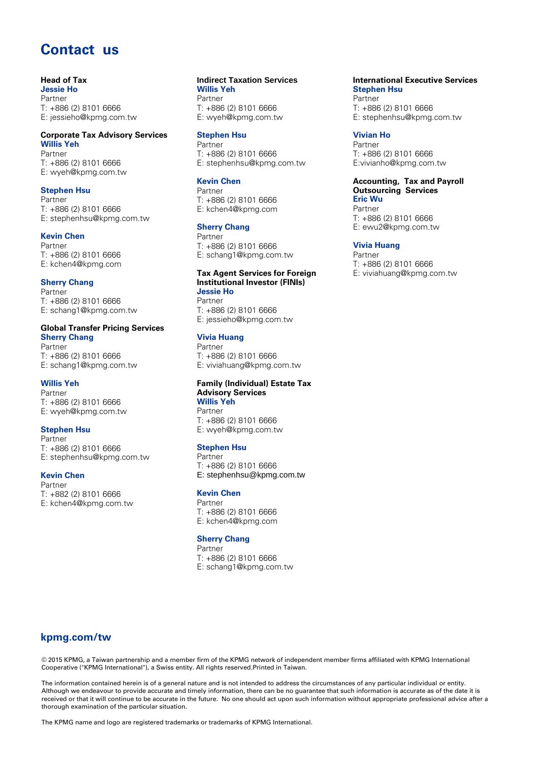# Contact us

**Head of Tax**
**Jessie Ho**
Partner
T: +886 (2) 8101 6666
E: jessieho@kpmg.com.tw

**Corporate Tax Advisory Services**
**Willis Yeh**
Partner
T: +886 (2) 8101 6666
E: wyeh@kpmg.com.tw

**Stephen Hsu**
Partner
T: +886 (2) 8101 6666
E: stephenhsu@kpmg.com.tw

**Kevin Chen**
Partner
T: +886 (2) 8101 6666
E: kchen4@kpmg.com

**Sherry Chang**
Partner
T: +886 (2) 8101 6666
E: schang1@kpmg.com.tw

**Global Transfer Pricing Services**
**Sherry Chang**
Partner
T: +886 (2) 8101 6666
E: schang1@kpmg.com.tw

**Willis Yeh**
Partner
T: +886 (2) 8101 6666
E: wyeh@kpmg.com.tw

**Stephen Hsu**
Partner
T: +886 (2) 8101 6666
E: stephenhsu@kpmg.com.tw

**Kevin Chen**
Partner
T: +882 (2) 8101 6666
E: kchen4@kpmg.com.tw

**Indirect Taxation Services**
**Willis Yeh**
Partner
T: +886 (2) 8101 6666
E: wyeh@kpmg.com.tw

**Stephen Hsu**
Partner
T: +886 (2) 8101 6666
E: stephenhsu@kpmg.com.tw

**Kevin Chen**
Partner
T: +886 (2) 8101 6666
E: kchen4@kpmg.com

**Sherry Chang**
Partner
T: +886 (2) 8101 6666
E: schang1@kpmg.com.tw

**Tax Agent Services for Foreign Institutional Investor (FINIs)**
**Jessie Ho**
Partner
T: +886 (2) 8101 6666
E: jessieho@kpmg.com.tw

**Vivia Huang**
Partner
T: +886 (2) 8101 6666
E: viviahuang@kpmg.com.tw

**Family (Individual) Estate Tax Advisory Services**
**Willis Yeh**
Partner
T: +886 (2) 8101 6666
E: wyeh@kpmg.com.tw

**Stephen Hsu**
Partner
T: +886 (2) 8101 6666
E: stephenhsu@kpmg.com.tw

**Kevin Chen**
Partner
T: +886 (2) 8101 6666
E: kchen4@kpmg.com

**Sherry Chang**
Partner
T: +886 (2) 8101 6666
E: schang1@kpmg.com.tw

**International Executive Services**
**Stephen Hsu**
Partner
T: +886 (2) 8101 6666
E: stephenhsu@kpmg.com.tw

**Vivian Ho**
Partner
T: +886 (2) 8101 6666
E:vivianho@kpmg.com.tw

**Accounting, Tax and Payroll Outsourcing Services**
**Eric Wu**
Partner
T: +886 (2) 8101 6666
E: ewu2@kpmg.com.tw

**Vivia Huang**
Partner
T: +886 (2) 8101 6666
E: viviahuang@kpmg.com.tw

**kpmg.com/tw**

© 2015 KPMG, a Taiwan partnership and a member firm of the KPMG network of independent member firms affiliated with KPMG International Cooperative ("KPMG International"), a Swiss entity. All rights reserved.Printed in Taiwan.

The information contained herein is of a general nature and is not intended to address the circumstances of any particular individual or entity. Although we endeavour to provide accurate and timely information, there can be no guarantee that such information is accurate as of the date it is received or that it will continue to be accurate in the future. No one should act upon such information without appropriate professional advice after a thorough examination of the particular situation.

The KPMG name and logo are registered trademarks or trademarks of KPMG International.